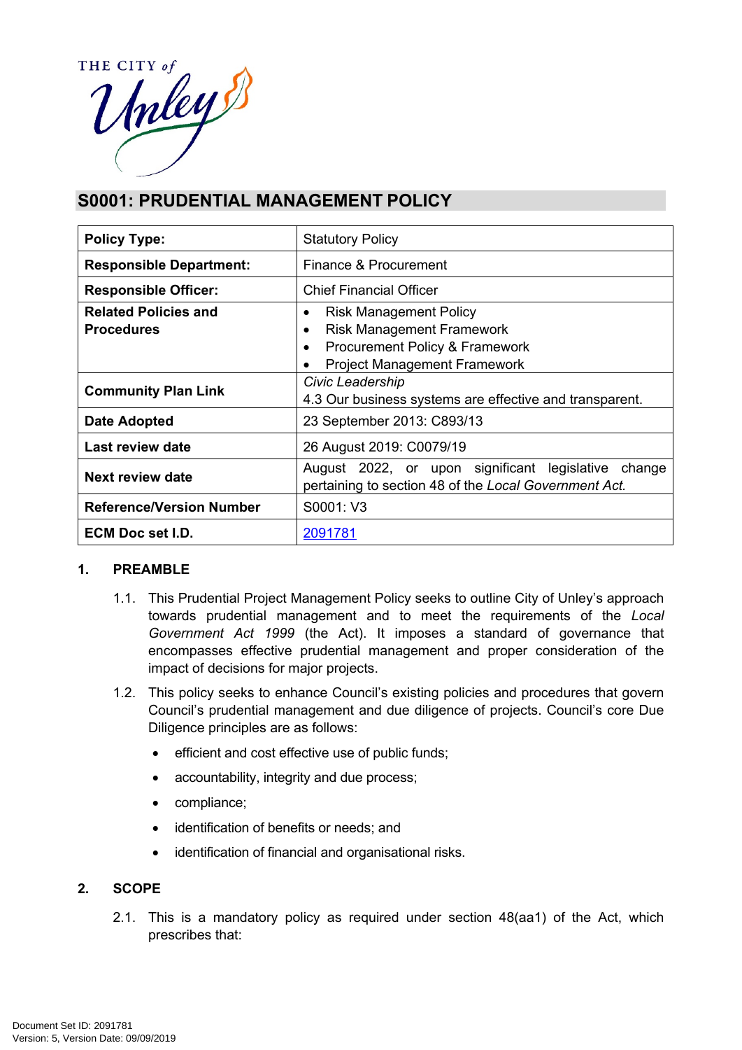# S0001: PRUDENTIAL MANAGEMENT POLICY

| Policy Type: | Statutory Policy |
|---|---|
| **Responsible Department:** | Finance & Procurement |
| **Responsible Officer:** | Chief Financial Officer |
| **Related Policies and Procedures** | • Risk Management Policy<br>• Risk Management Framework<br>• Procurement Policy & Framework<br>• Project Management Framework |
| **Community Plan Link** | *Civic Leadership*<br>4.3 Our business systems are effective and transparent. |
| **Date Adopted** | 23 September 2013: C893/13 |
| **Last review date** | 26 August 2019: C0079/19 |
| **Next review date** | August 2022, or upon significant legislative change pertaining to section 48 of the *Local Government Act.* |
| **Reference/Version Number** | S0001: V3 |
| **ECM Doc set I.D.** | 2091781 |

## 1. PREAMBLE

1.1. This Prudential Project Management Policy seeks to outline City of Unley's approach towards prudential management and to meet the requirements of the *Local Government Act 1999* (the Act). It imposes a standard of governance that encompasses effective prudential management and proper consideration of the impact of decisions for major projects.

1.2. This policy seeks to enhance Council's existing policies and procedures that govern Council's prudential management and due diligence of projects. Council's core Due Diligence principles are as follows:

- efficient and cost effective use of public funds;
- accountability, integrity and due process;
- compliance;
- identification of benefits or needs; and
- identification of financial and organisational risks.

## 2. SCOPE

2.1. This is a mandatory policy as required under section 48(aa1) of the Act, which prescribes that: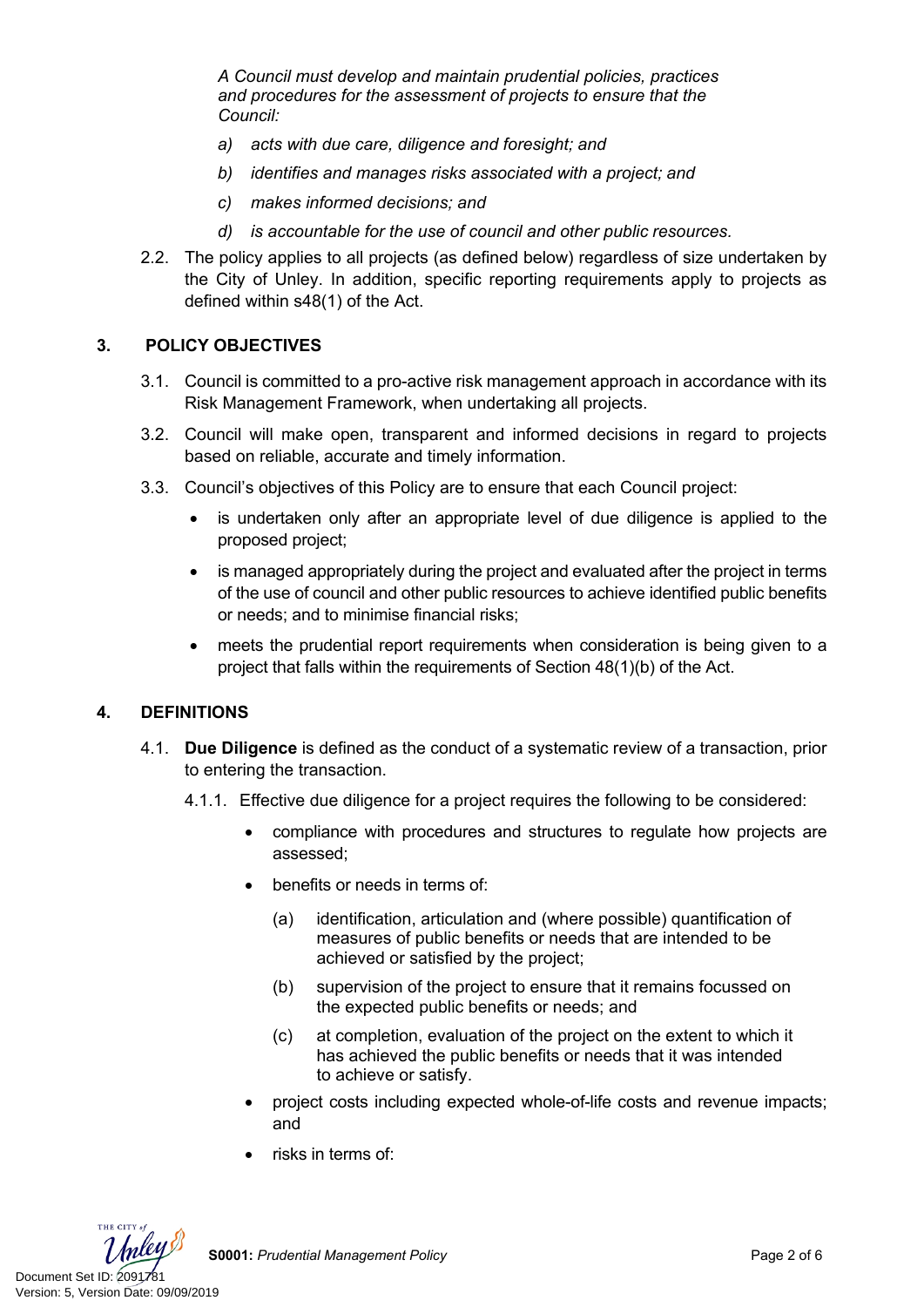*A Council must develop and maintain prudential policies, practices and procedures for the assessment of projects to ensure that the Council:*

*a) acts with due care, diligence and foresight; and*

*b) identifies and manages risks associated with a project; and*

*c) makes informed decisions; and*

*d) is accountable for the use of council and other public resources.*

2.2. The policy applies to all projects (as defined below) regardless of size undertaken by the City of Unley. In addition, specific reporting requirements apply to projects as defined within s48(1) of the Act.

## 3. POLICY OBJECTIVES

3.1. Council is committed to a pro-active risk management approach in accordance with its Risk Management Framework, when undertaking all projects.

3.2. Council will make open, transparent and informed decisions in regard to projects based on reliable, accurate and timely information.

3.3. Council's objectives of this Policy are to ensure that each Council project:

- is undertaken only after an appropriate level of due diligence is applied to the proposed project;
- is managed appropriately during the project and evaluated after the project in terms of the use of council and other public resources to achieve identified public benefits or needs; and to minimise financial risks;
- meets the prudential report requirements when consideration is being given to a project that falls within the requirements of Section 48(1)(b) of the Act.

## 4. DEFINITIONS

4.1. **Due Diligence** is defined as the conduct of a systematic review of a transaction, prior to entering the transaction.

4.1.1. Effective due diligence for a project requires the following to be considered:

- compliance with procedures and structures to regulate how projects are assessed;
- benefits or needs in terms of:
  - (a) identification, articulation and (where possible) quantification of measures of public benefits or needs that are intended to be achieved or satisfied by the project;
  - (b) supervision of the project to ensure that it remains focussed on the expected public benefits or needs; and
  - (c) at completion, evaluation of the project on the extent to which it has achieved the public benefits or needs that it was intended to achieve or satisfy.
- project costs including expected whole-of-life costs and revenue impacts; and
- risks in terms of: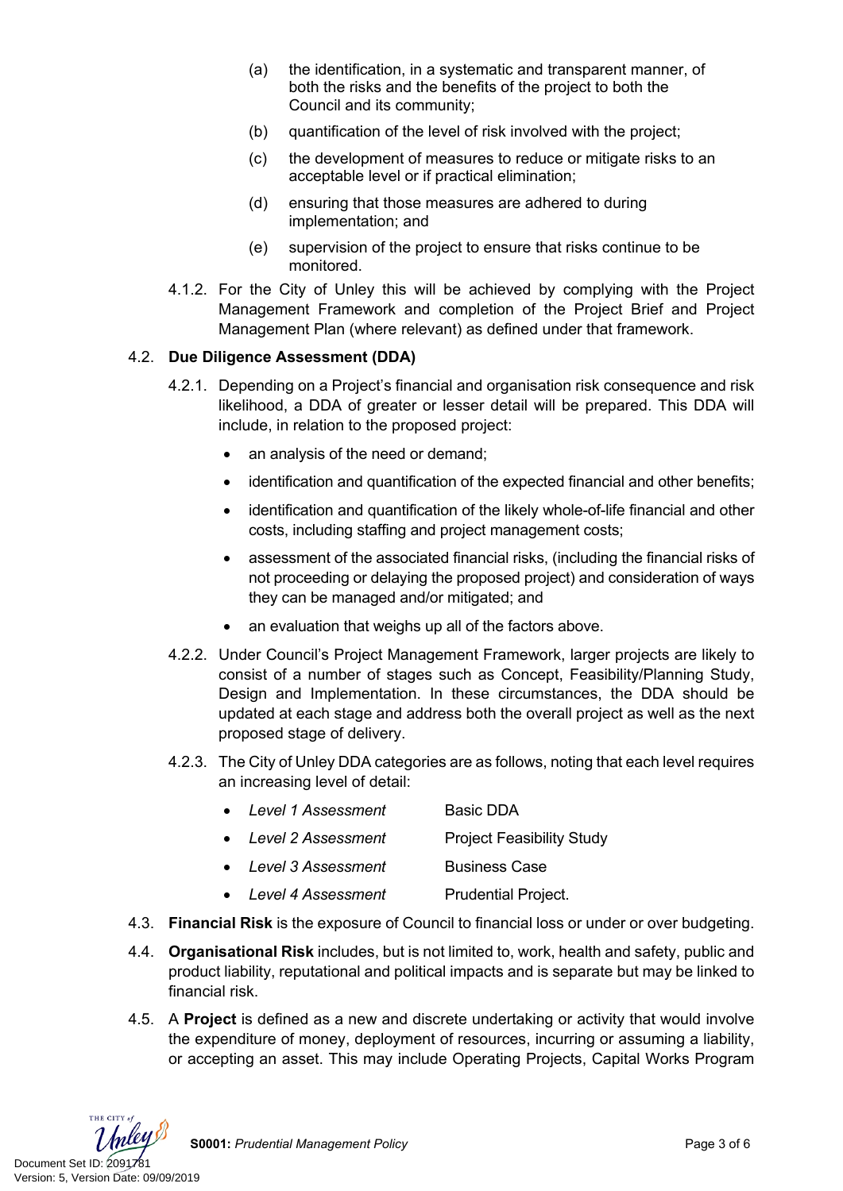(a) the identification, in a systematic and transparent manner, of both the risks and the benefits of the project to both the Council and its community;

(b) quantification of the level of risk involved with the project;

(c) the development of measures to reduce or mitigate risks to an acceptable level or if practical elimination;

(d) ensuring that those measures are adhered to during implementation; and

(e) supervision of the project to ensure that risks continue to be monitored.

4.1.2. For the City of Unley this will be achieved by complying with the Project Management Framework and completion of the Project Brief and Project Management Plan (where relevant) as defined under that framework.

4.2. **Due Diligence Assessment (DDA)**

4.2.1. Depending on a Project's financial and organisation risk consequence and risk likelihood, a DDA of greater or lesser detail will be prepared. This DDA will include, in relation to the proposed project:

- an analysis of the need or demand;
- identification and quantification of the expected financial and other benefits;
- identification and quantification of the likely whole-of-life financial and other costs, including staffing and project management costs;
- assessment of the associated financial risks, (including the financial risks of not proceeding or delaying the proposed project) and consideration of ways they can be managed and/or mitigated; and
- an evaluation that weighs up all of the factors above.

4.2.2. Under Council's Project Management Framework, larger projects are likely to consist of a number of stages such as Concept, Feasibility/Planning Study, Design and Implementation. In these circumstances, the DDA should be updated at each stage and address both the overall project as well as the next proposed stage of delivery.

4.2.3. The City of Unley DDA categories are as follows, noting that each level requires an increasing level of detail:

- *Level 1 Assessment* Basic DDA
- *Level 2 Assessment* Project Feasibility Study
- *Level 3 Assessment* Business Case
- *Level 4 Assessment* Prudential Project.

4.3. **Financial Risk** is the exposure of Council to financial loss or under or over budgeting.

4.4. **Organisational Risk** includes, but is not limited to, work, health and safety, public and product liability, reputational and political impacts and is separate but may be linked to financial risk.

4.5. A **Project** is defined as a new and discrete undertaking or activity that would involve the expenditure of money, deployment of resources, incurring or assuming a liability, or accepting an asset. This may include Operating Projects, Capital Works Program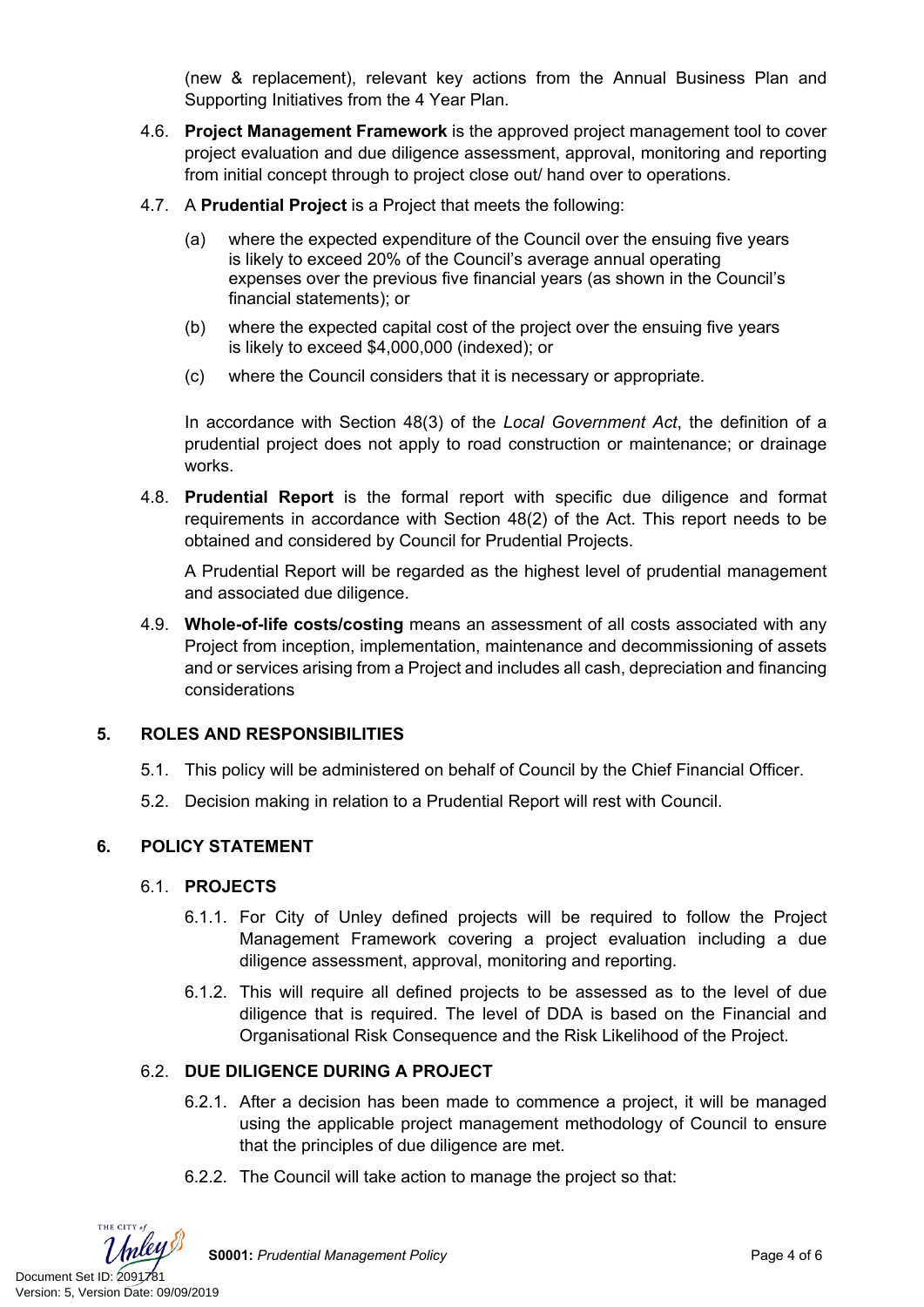(new & replacement), relevant key actions from the Annual Business Plan and Supporting Initiatives from the 4 Year Plan.

4.6. **Project Management Framework** is the approved project management tool to cover project evaluation and due diligence assessment, approval, monitoring and reporting from initial concept through to project close out/ hand over to operations.

4.7. A **Prudential Project** is a Project that meets the following:

(a) where the expected expenditure of the Council over the ensuing five years is likely to exceed 20% of the Council's average annual operating expenses over the previous five financial years (as shown in the Council's financial statements); or

(b) where the expected capital cost of the project over the ensuing five years is likely to exceed $4,000,000 (indexed); or

(c) where the Council considers that it is necessary or appropriate.

In accordance with Section 48(3) of the *Local Government Act*, the definition of a prudential project does not apply to road construction or maintenance; or drainage works.

4.8. **Prudential Report** is the formal report with specific due diligence and format requirements in accordance with Section 48(2) of the Act. This report needs to be obtained and considered by Council for Prudential Projects.

A Prudential Report will be regarded as the highest level of prudential management and associated due diligence.

4.9. **Whole-of-life costs/costing** means an assessment of all costs associated with any Project from inception, implementation, maintenance and decommissioning of assets and or services arising from a Project and includes all cash, depreciation and financing considerations

## 5. ROLES AND RESPONSIBILITIES

5.1. This policy will be administered on behalf of Council by the Chief Financial Officer.

5.2. Decision making in relation to a Prudential Report will rest with Council.

## 6. POLICY STATEMENT

### 6.1. PROJECTS

6.1.1. For City of Unley defined projects will be required to follow the Project Management Framework covering a project evaluation including a due diligence assessment, approval, monitoring and reporting.

6.1.2. This will require all defined projects to be assessed as to the level of due diligence that is required. The level of DDA is based on the Financial and Organisational Risk Consequence and the Risk Likelihood of the Project.

### 6.2. DUE DILIGENCE DURING A PROJECT

6.2.1. After a decision has been made to commence a project, it will be managed using the applicable project management methodology of Council to ensure that the principles of due diligence are met.

6.2.2. The Council will take action to manage the project so that: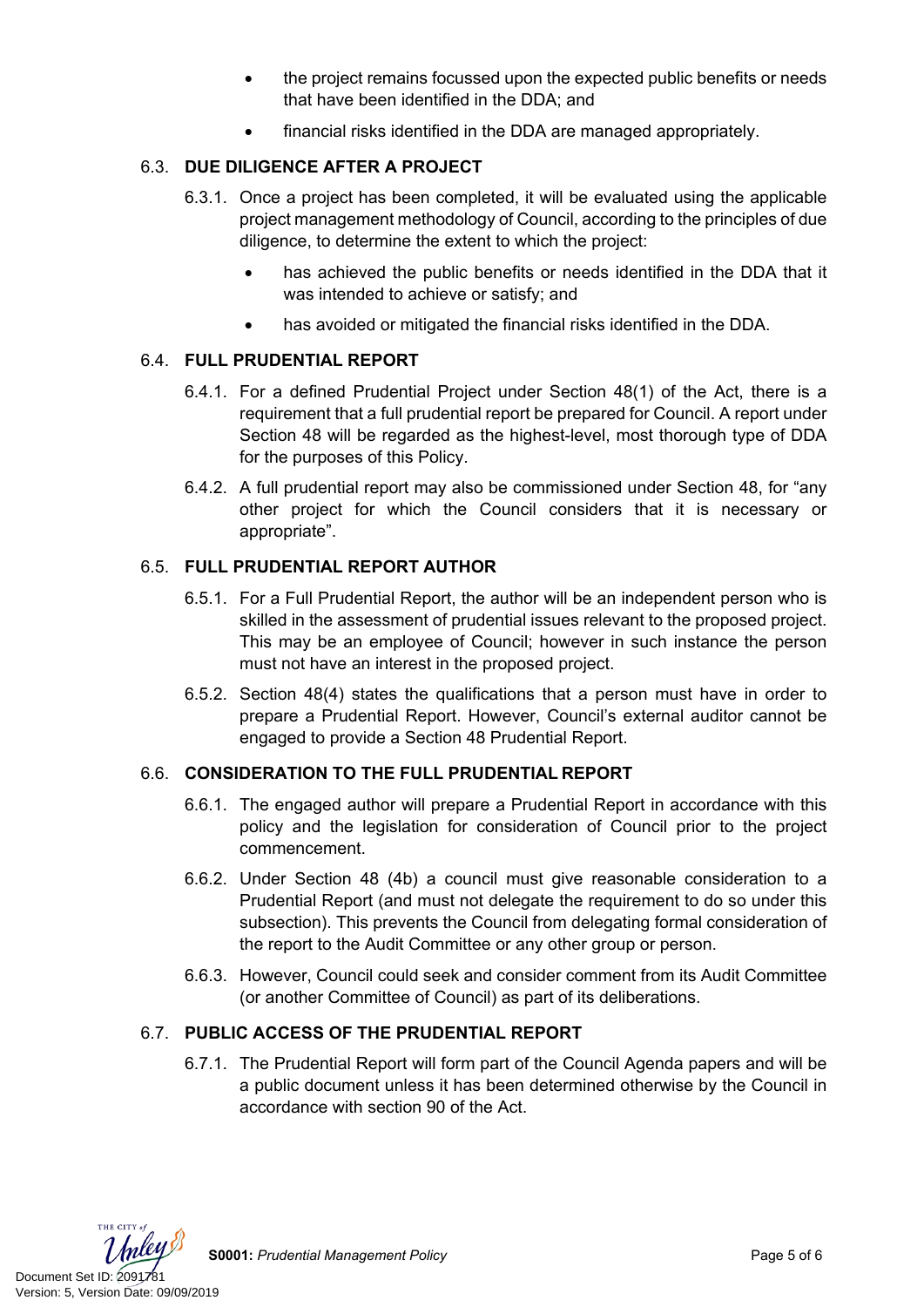- the project remains focussed upon the expected public benefits or needs that have been identified in the DDA; and
- financial risks identified in the DDA are managed appropriately.

### 6.3. DUE DILIGENCE AFTER A PROJECT

6.3.1. Once a project has been completed, it will be evaluated using the applicable project management methodology of Council, according to the principles of due diligence, to determine the extent to which the project:

- has achieved the public benefits or needs identified in the DDA that it was intended to achieve or satisfy; and
- has avoided or mitigated the financial risks identified in the DDA.

### 6.4. FULL PRUDENTIAL REPORT

6.4.1. For a defined Prudential Project under Section 48(1) of the Act, there is a requirement that a full prudential report be prepared for Council. A report under Section 48 will be regarded as the highest-level, most thorough type of DDA for the purposes of this Policy.

6.4.2. A full prudential report may also be commissioned under Section 48, for "any other project for which the Council considers that it is necessary or appropriate".

### 6.5. FULL PRUDENTIAL REPORT AUTHOR

6.5.1. For a Full Prudential Report, the author will be an independent person who is skilled in the assessment of prudential issues relevant to the proposed project. This may be an employee of Council; however in such instance the person must not have an interest in the proposed project.

6.5.2. Section 48(4) states the qualifications that a person must have in order to prepare a Prudential Report. However, Council's external auditor cannot be engaged to provide a Section 48 Prudential Report.

### 6.6. CONSIDERATION TO THE FULL PRUDENTIAL REPORT

6.6.1. The engaged author will prepare a Prudential Report in accordance with this policy and the legislation for consideration of Council prior to the project commencement.

6.6.2. Under Section 48 (4b) a council must give reasonable consideration to a Prudential Report (and must not delegate the requirement to do so under this subsection). This prevents the Council from delegating formal consideration of the report to the Audit Committee or any other group or person.

6.6.3. However, Council could seek and consider comment from its Audit Committee (or another Committee of Council) as part of its deliberations.

### 6.7. PUBLIC ACCESS OF THE PRUDENTIAL REPORT

6.7.1. The Prudential Report will form part of the Council Agenda papers and will be a public document unless it has been determined otherwise by the Council in accordance with section 90 of the Act.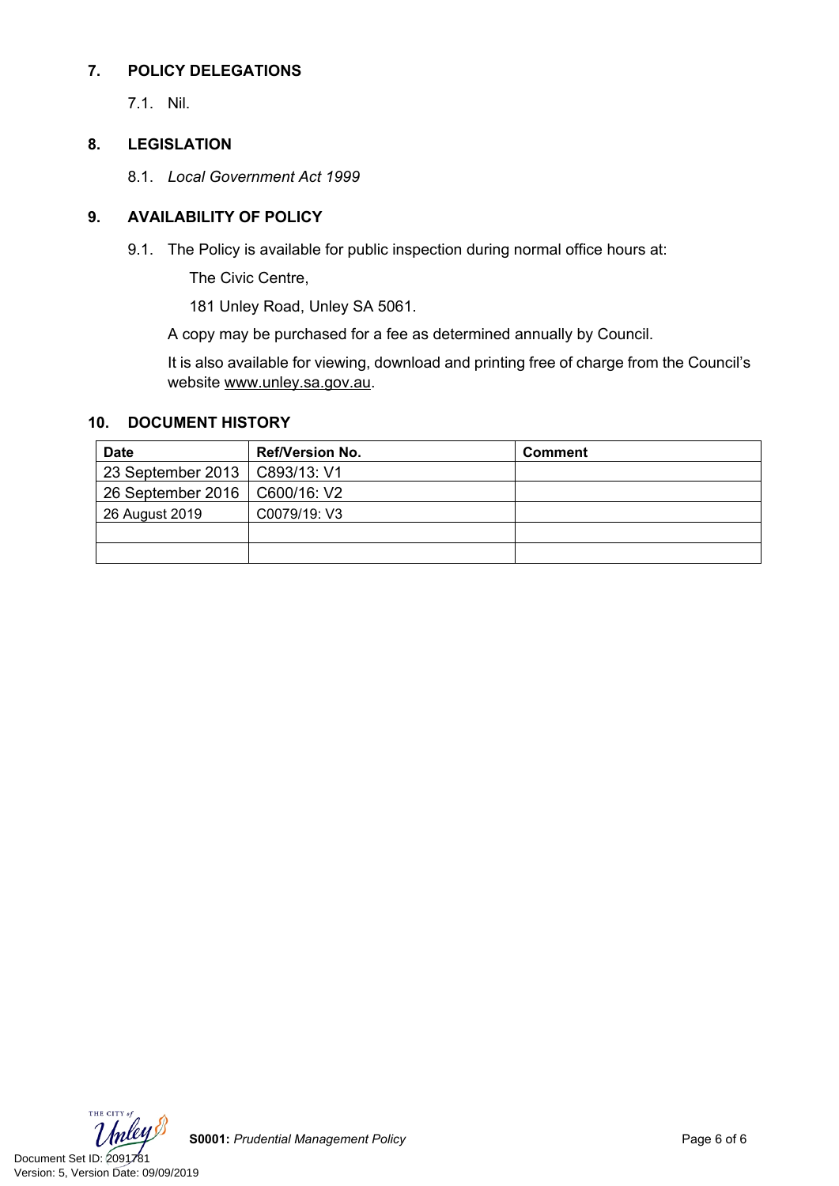## 7. POLICY DELEGATIONS

7.1. Nil.

## 8. LEGISLATION

8.1. *Local Government Act 1999*

## 9. AVAILABILITY OF POLICY

9.1. The Policy is available for public inspection during normal office hours at:

The Civic Centre,

181 Unley Road, Unley SA 5061.

A copy may be purchased for a fee as determined annually by Council.

It is also available for viewing, download and printing free of charge from the Council's website www.unley.sa.gov.au.

## 10. DOCUMENT HISTORY

| Date | Ref/Version No. | Comment |
|---|---|---|
| 23 September 2013 | C893/13: V1 | |
| 26 September 2016 | C600/16: V2 | |
| 26 August 2019 | C0079/19: V3 | |
| | | |
| | | |

Document Set ID: 2091781
Version: 5, Version Date: 09/09/2019